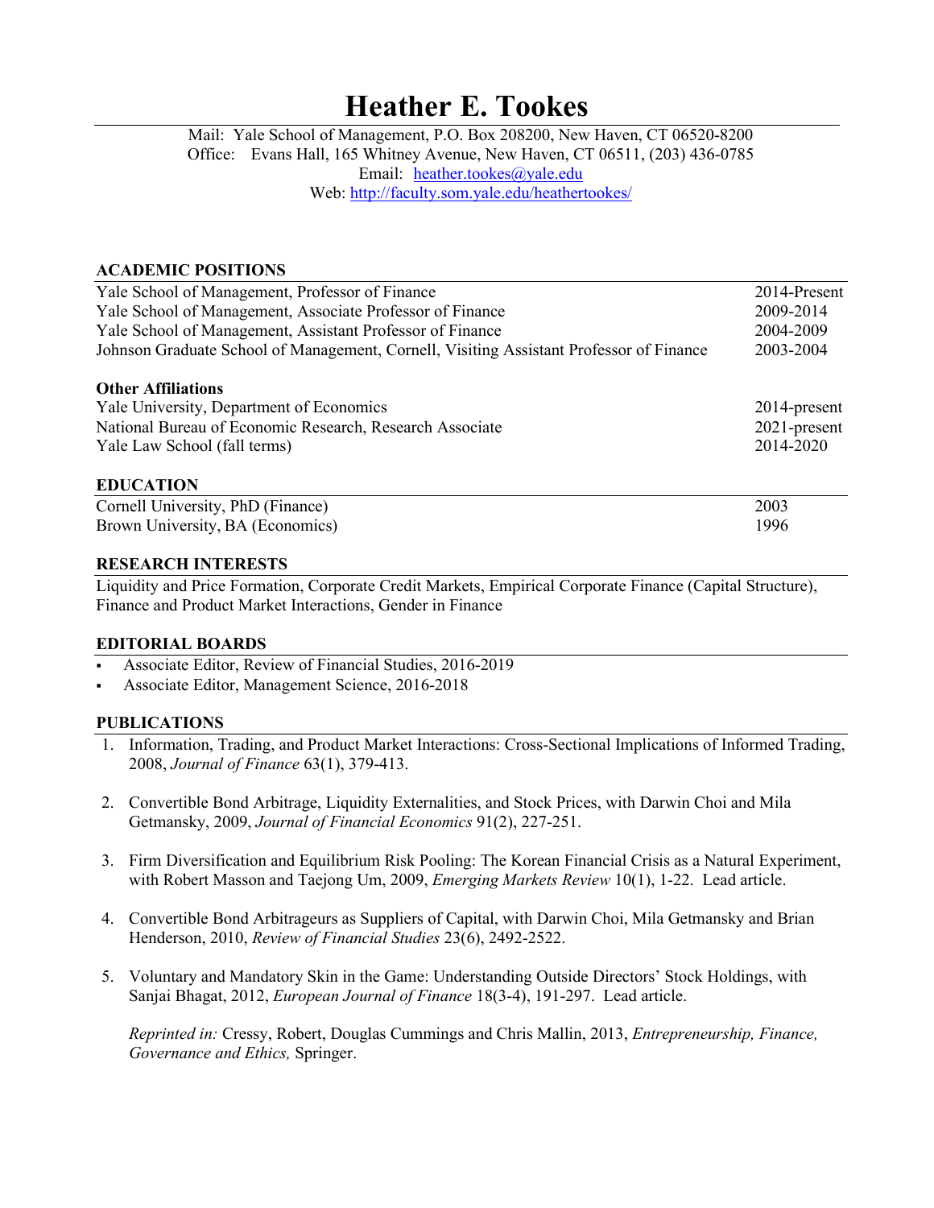# Heather E. Tookes

Mail: Yale School of Management, P.O. Box 208200, New Haven, CT 06520-8200
Office: Evans Hall, 165 Whitney Avenue, New Haven, CT 06511, (203) 436-0785
Email: heather.tookes@yale.edu
Web: http://faculty.som.yale.edu/heathertookes/

## ACADEMIC POSITIONS

| | |
|---|---|
| Yale School of Management, Professor of Finance | 2014-Present |
| Yale School of Management, Associate Professor of Finance | 2009-2014 |
| Yale School of Management, Assistant Professor of Finance | 2004-2009 |
| Johnson Graduate School of Management, Cornell, Visiting Assistant Professor of Finance | 2003-2004 |

### Other Affiliations

| | |
|---|---|
| Yale University, Department of Economics | 2014-present |
| National Bureau of Economic Research, Research Associate | 2021-present |
| Yale Law School (fall terms) | 2014-2020 |

## EDUCATION

| | |
|---|---|
| Cornell University, PhD (Finance) | 2003 |
| Brown University, BA (Economics) | 1996 |

## RESEARCH INTERESTS

Liquidity and Price Formation, Corporate Credit Markets, Empirical Corporate Finance (Capital Structure), Finance and Product Market Interactions, Gender in Finance

## EDITORIAL BOARDS

- Associate Editor, Review of Financial Studies, 2016-2019
- Associate Editor, Management Science, 2016-2018

## PUBLICATIONS

1. Information, Trading, and Product Market Interactions: Cross-Sectional Implications of Informed Trading, 2008, *Journal of Finance* 63(1), 379-413.

2. Convertible Bond Arbitrage, Liquidity Externalities, and Stock Prices, with Darwin Choi and Mila Getmansky, 2009, *Journal of Financial Economics* 91(2), 227-251.

3. Firm Diversification and Equilibrium Risk Pooling: The Korean Financial Crisis as a Natural Experiment, with Robert Masson and Taejong Um, 2009, *Emerging Markets Review* 10(1), 1-22. Lead article.

4. Convertible Bond Arbitrageurs as Suppliers of Capital, with Darwin Choi, Mila Getmansky and Brian Henderson, 2010, *Review of Financial Studies* 23(6), 2492-2522.

5. Voluntary and Mandatory Skin in the Game: Understanding Outside Directors' Stock Holdings, with Sanjai Bhagat, 2012, *European Journal of Finance* 18(3-4), 191-297. Lead article.

   *Reprinted in:* Cressy, Robert, Douglas Cummings and Chris Mallin, 2013, *Entrepreneurship, Finance, Governance and Ethics,* Springer.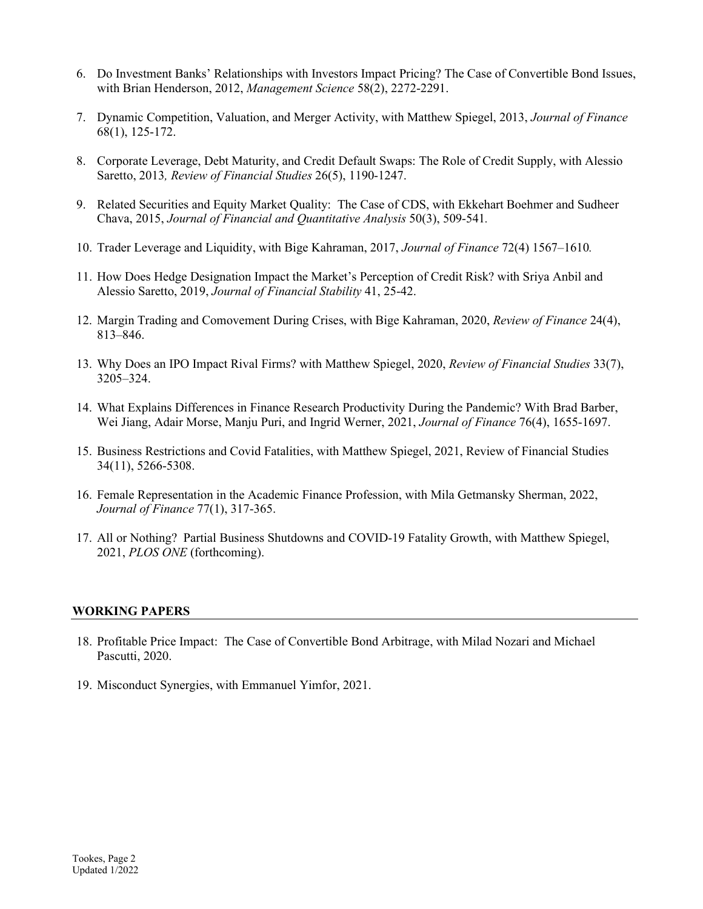6. Do Investment Banks' Relationships with Investors Impact Pricing? The Case of Convertible Bond Issues, with Brian Henderson, 2012, *Management Science* 58(2), 2272-2291.

7. Dynamic Competition, Valuation, and Merger Activity, with Matthew Spiegel, 2013, *Journal of Finance* 68(1), 125-172.

8. Corporate Leverage, Debt Maturity, and Credit Default Swaps: The Role of Credit Supply, with Alessio Saretto, 2013*, Review of Financial Studies* 26(5), 1190-1247.

9. Related Securities and Equity Market Quality: The Case of CDS, with Ekkehart Boehmer and Sudheer Chava, 2015, *Journal of Financial and Quantitative Analysis* 50(3), 509-541.

10. Trader Leverage and Liquidity, with Bige Kahraman, 2017, *Journal of Finance* 72(4) 1567–1610*.*

11. How Does Hedge Designation Impact the Market's Perception of Credit Risk? with Sriya Anbil and Alessio Saretto, 2019, *Journal of Financial Stability* 41, 25-42.

12. Margin Trading and Comovement During Crises, with Bige Kahraman, 2020, *Review of Finance* 24(4), 813–846.

13. Why Does an IPO Impact Rival Firms? with Matthew Spiegel, 2020, *Review of Financial Studies* 33(7), 3205–324.

14. What Explains Differences in Finance Research Productivity During the Pandemic? With Brad Barber, Wei Jiang, Adair Morse, Manju Puri, and Ingrid Werner, 2021, *Journal of Finance* 76(4), 1655-1697.

15. Business Restrictions and Covid Fatalities, with Matthew Spiegel, 2021, Review of Financial Studies 34(11), 5266-5308.

16. Female Representation in the Academic Finance Profession, with Mila Getmansky Sherman, 2022, *Journal of Finance* 77(1), 317-365.

17. All or Nothing? Partial Business Shutdowns and COVID-19 Fatality Growth, with Matthew Spiegel, 2021, *PLOS ONE* (forthcoming).

## WORKING PAPERS

18. Profitable Price Impact: The Case of Convertible Bond Arbitrage, with Milad Nozari and Michael Pascutti, 2020.

19. Misconduct Synergies, with Emmanuel Yimfor, 2021.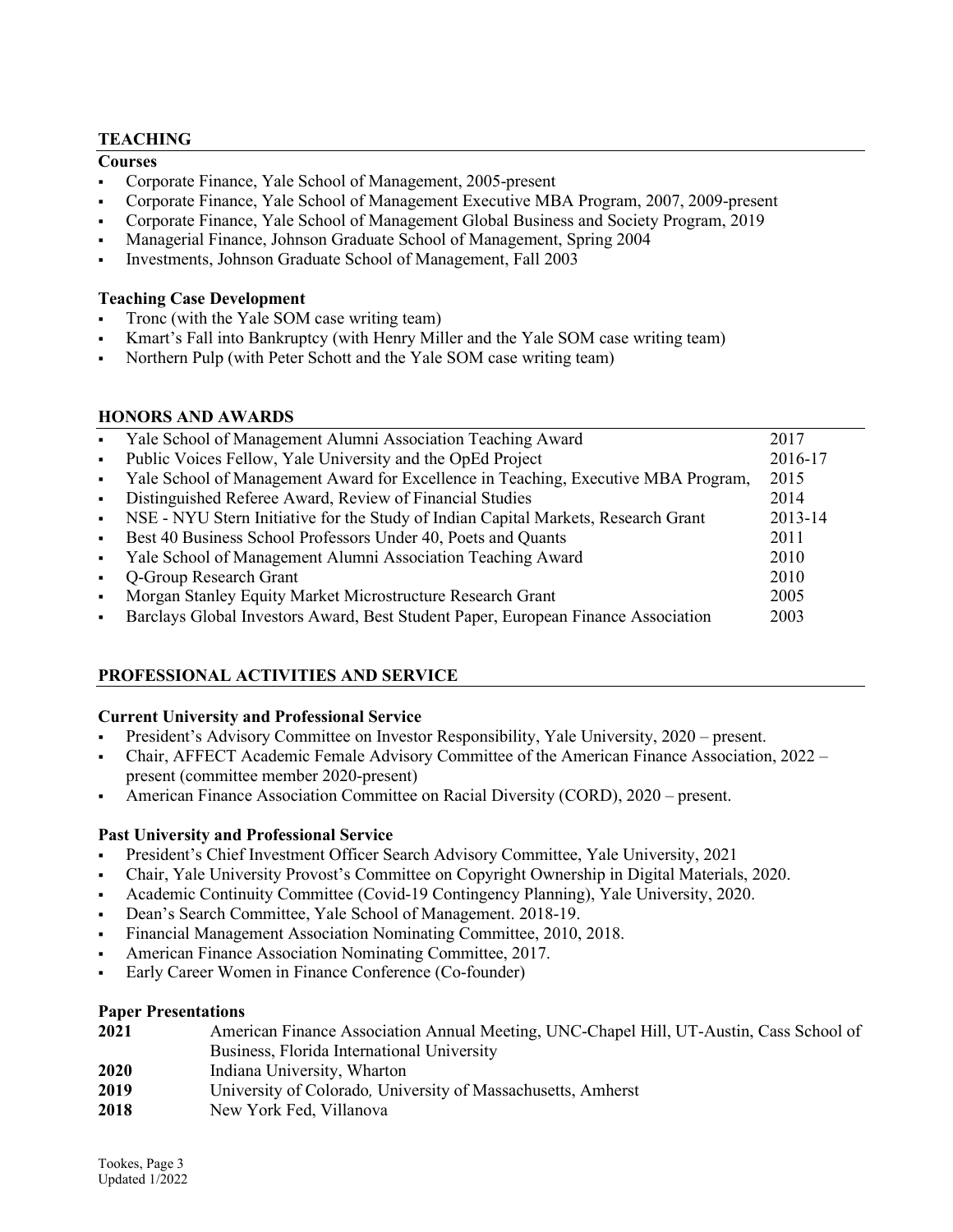## TEACHING

### Courses

- Corporate Finance, Yale School of Management, 2005-present
- Corporate Finance, Yale School of Management Executive MBA Program, 2007, 2009-present
- Corporate Finance, Yale School of Management Global Business and Society Program, 2019
- Managerial Finance, Johnson Graduate School of Management, Spring 2004
- Investments, Johnson Graduate School of Management, Fall 2003

### Teaching Case Development

- Tronc (with the Yale SOM case writing team)
- Kmart's Fall into Bankruptcy (with Henry Miller and the Yale SOM case writing team)
- Northern Pulp (with Peter Schott and the Yale SOM case writing team)

## HONORS AND AWARDS

| | |
|---|---|
| Yale School of Management Alumni Association Teaching Award | 2017 |
| Public Voices Fellow, Yale University and the OpEd Project | 2016-17 |
| Yale School of Management Award for Excellence in Teaching, Executive MBA Program, | 2015 |
| Distinguished Referee Award, Review of Financial Studies | 2014 |
| NSE - NYU Stern Initiative for the Study of Indian Capital Markets, Research Grant | 2013-14 |
| Best 40 Business School Professors Under 40, Poets and Quants | 2011 |
| Yale School of Management Alumni Association Teaching Award | 2010 |
| Q-Group Research Grant | 2010 |
| Morgan Stanley Equity Market Microstructure Research Grant | 2005 |
| Barclays Global Investors Award, Best Student Paper, European Finance Association | 2003 |

## PROFESSIONAL ACTIVITIES AND SERVICE

### Current University and Professional Service

- President's Advisory Committee on Investor Responsibility, Yale University, 2020 – present.
- Chair, AFFECT Academic Female Advisory Committee of the American Finance Association, 2022 – present (committee member 2020-present)
- American Finance Association Committee on Racial Diversity (CORD), 2020 – present.

### Past University and Professional Service

- President's Chief Investment Officer Search Advisory Committee, Yale University, 2021
- Chair, Yale University Provost's Committee on Copyright Ownership in Digital Materials, 2020.
- Academic Continuity Committee (Covid-19 Contingency Planning), Yale University, 2020.
- Dean's Search Committee, Yale School of Management. 2018-19.
- Financial Management Association Nominating Committee, 2010, 2018.
- American Finance Association Nominating Committee, 2017.
- Early Career Women in Finance Conference (Co-founder)

### Paper Presentations

| | |
|---|---|
| **2021** | American Finance Association Annual Meeting, UNC-Chapel Hill, UT-Austin, Cass School of Business, Florida International University |
| **2020** | Indiana University, Wharton |
| **2019** | University of Colorado, University of Massachusetts, Amherst |
| **2018** | New York Fed, Villanova |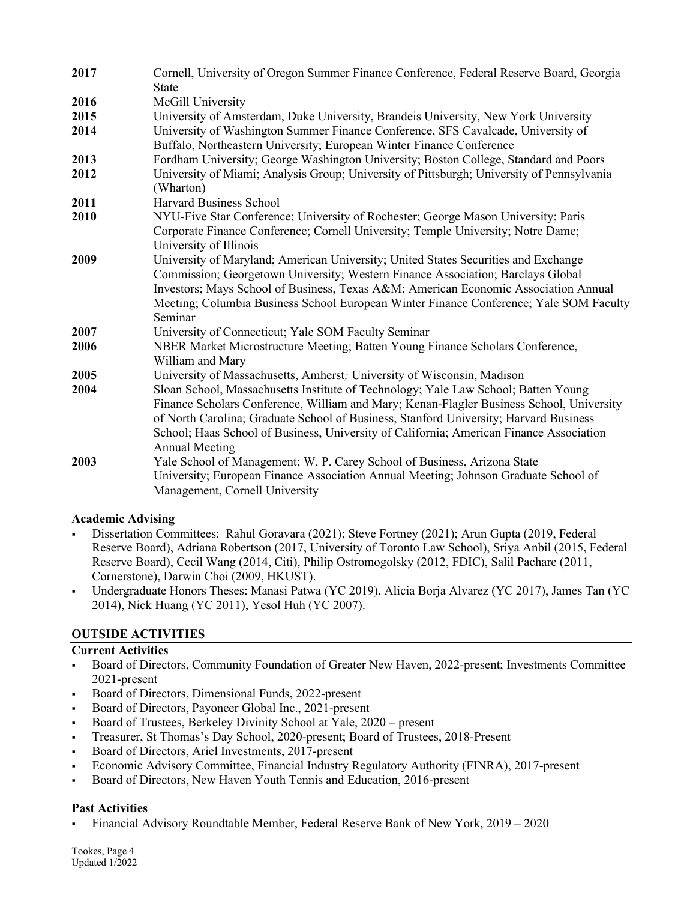**2017** Cornell, University of Oregon Summer Finance Conference, Federal Reserve Board, Georgia State

**2016** McGill University

**2015** University of Amsterdam, Duke University, Brandeis University, New York University

**2014** University of Washington Summer Finance Conference, SFS Cavalcade, University of Buffalo, Northeastern University; European Winter Finance Conference

**2013** Fordham University; George Washington University; Boston College, Standard and Poors

**2012** University of Miami; Analysis Group; University of Pittsburgh; University of Pennsylvania (Wharton)

**2011** Harvard Business School

**2010** NYU-Five Star Conference; University of Rochester; George Mason University; Paris Corporate Finance Conference; Cornell University; Temple University; Notre Dame; University of Illinois

**2009** University of Maryland; American University; United States Securities and Exchange Commission; Georgetown University; Western Finance Association; Barclays Global Investors; Mays School of Business, Texas A&M; American Economic Association Annual Meeting; Columbia Business School European Winter Finance Conference; Yale SOM Faculty Seminar

**2007** University of Connecticut; Yale SOM Faculty Seminar

**2006** NBER Market Microstructure Meeting; Batten Young Finance Scholars Conference, William and Mary

**2005** University of Massachusetts, Amherst*;* University of Wisconsin, Madison

**2004** Sloan School, Massachusetts Institute of Technology; Yale Law School; Batten Young Finance Scholars Conference, William and Mary; Kenan-Flagler Business School, University of North Carolina; Graduate School of Business, Stanford University; Harvard Business School; Haas School of Business, University of California; American Finance Association Annual Meeting

**2003** Yale School of Management; W. P. Carey School of Business, Arizona State University; European Finance Association Annual Meeting; Johnson Graduate School of Management, Cornell University

### Academic Advising

- Dissertation Committees: Rahul Goravara (2021); Steve Fortney (2021); Arun Gupta (2019, Federal Reserve Board), Adriana Robertson (2017, University of Toronto Law School), Sriya Anbil (2015, Federal Reserve Board), Cecil Wang (2014, Citi), Philip Ostromogolsky (2012, FDIC), Salil Pachare (2011, Cornerstone), Darwin Choi (2009, HKUST).
- Undergraduate Honors Theses: Manasi Patwa (YC 2019), Alicia Borja Alvarez (YC 2017), James Tan (YC 2014), Nick Huang (YC 2011), Yesol Huh (YC 2007).

## OUTSIDE ACTIVITIES

### Current Activities

- Board of Directors, Community Foundation of Greater New Haven, 2022-present; Investments Committee 2021-present
- Board of Directors, Dimensional Funds, 2022-present
- Board of Directors, Payoneer Global Inc., 2021-present
- Board of Trustees, Berkeley Divinity School at Yale, 2020 – present
- Treasurer, St Thomas's Day School, 2020-present; Board of Trustees, 2018-Present
- Board of Directors, Ariel Investments, 2017-present
- Economic Advisory Committee, Financial Industry Regulatory Authority (FINRA), 2017-present
- Board of Directors, New Haven Youth Tennis and Education, 2016-present

### Past Activities

- Financial Advisory Roundtable Member, Federal Reserve Bank of New York, 2019 – 2020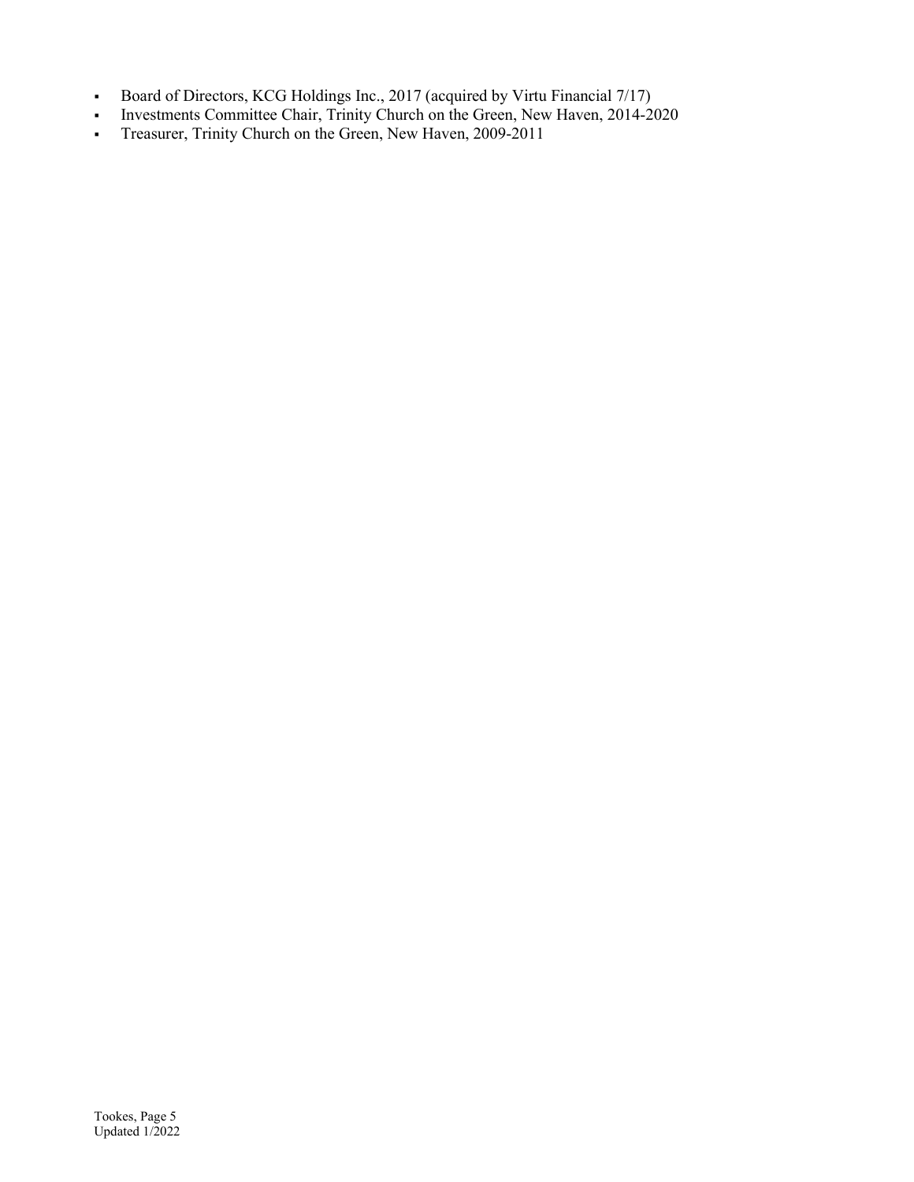- Board of Directors, KCG Holdings Inc., 2017 (acquired by Virtu Financial 7/17)
- Investments Committee Chair, Trinity Church on the Green, New Haven, 2014-2020
- Treasurer, Trinity Church on the Green, New Haven, 2009-2011